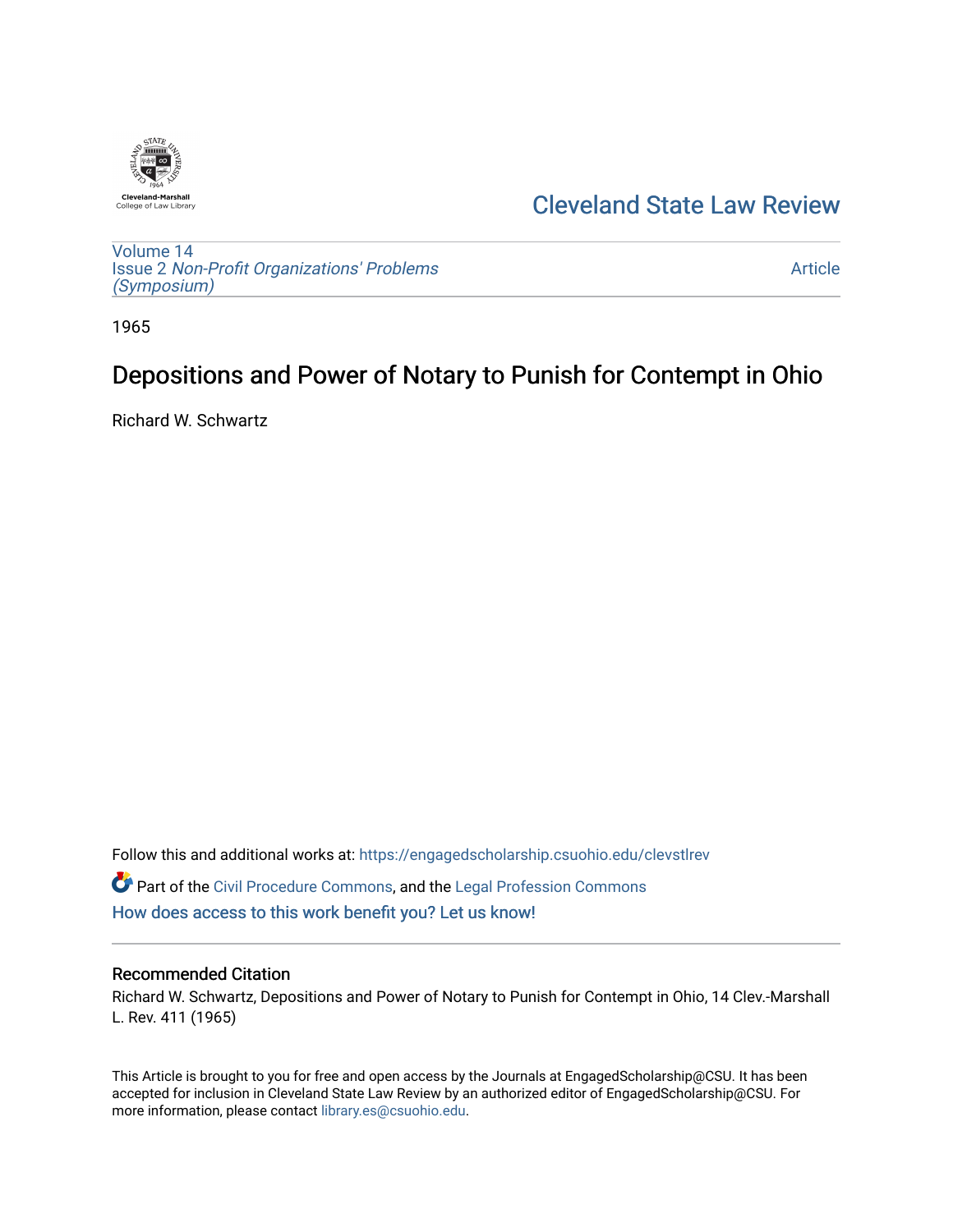Cleveland-Marshall
College of Law Library

# Cleveland State Law Review

Volume 14
Issue 2 *Non-Profit Organizations' Problems (Symposium)*

Article

1965

## Depositions and Power of Notary to Punish for Contempt in Ohio

Richard W. Schwartz

Follow this and additional works at: https://engagedscholarship.csuohio.edu/clevstlrev

Part of the Civil Procedure Commons, and the Legal Profession Commons

How does access to this work benefit you? Let us know!

### Recommended Citation

Richard W. Schwartz, Depositions and Power of Notary to Punish for Contempt in Ohio, 14 Clev.-Marshall L. Rev. 411 (1965)

This Article is brought to you for free and open access by the Journals at EngagedScholarship@CSU. It has been accepted for inclusion in Cleveland State Law Review by an authorized editor of EngagedScholarship@CSU. For more information, please contact library.es@csuohio.edu.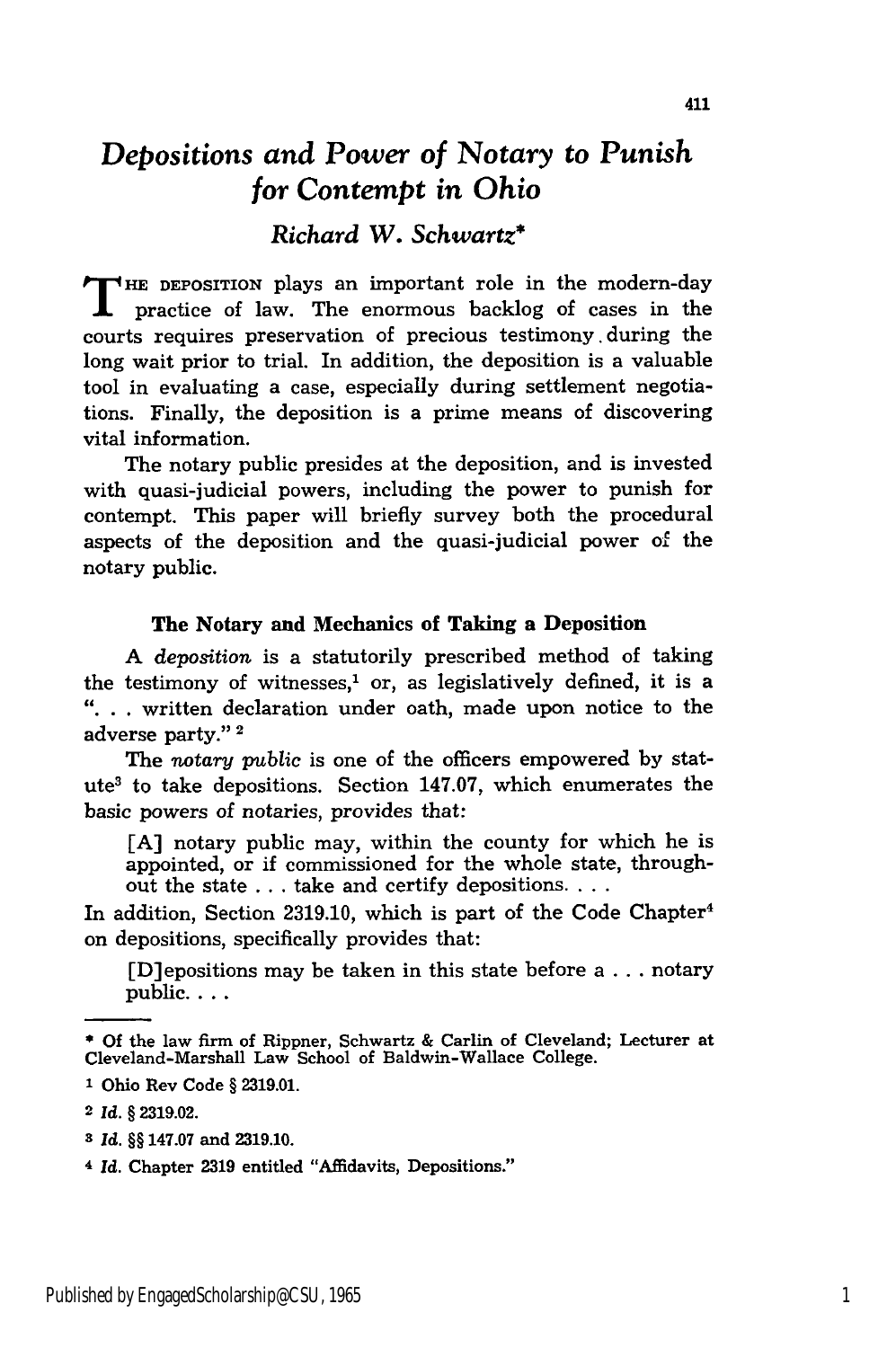# *Depositions and Power of Notary to Punish for Contempt in Ohio*

*Richard W. Schwartz**

THE DEPOSITION plays an important role in the modern-day practice of law. The enormous backlog of cases in the courts requires preservation of precious testimony during the long wait prior to trial. In addition, the deposition is a valuable tool in evaluating a case, especially during settlement negotiations. Finally, the deposition is a prime means of discovering vital information.

The notary public presides at the deposition, and is invested with quasi-judicial powers, including the power to punish for contempt. This paper will briefly survey both the procedural aspects of the deposition and the quasi-judicial power of the notary public.

### The Notary and Mechanics of Taking a Deposition

A *deposition* is a statutorily prescribed method of taking the testimony of witnesses,[1] or, as legislatively defined, it is a ". . . written declaration under oath, made upon notice to the adverse party."[2]

The *notary public* is one of the officers empowered by statute[3] to take depositions. Section 147.07, which enumerates the basic powers of notaries, provides that:

> [A] notary public may, within the county for which he is appointed, or if commissioned for the whole state, throughout the state . . . take and certify depositions. . . .

In addition, Section 2319.10, which is part of the Code Chapter[4] on depositions, specifically provides that:

> [D]epositions may be taken in this state before a . . . notary public. . . .

---

* Of the law firm of Rippner, Schwartz & Carlin of Cleveland; Lecturer at Cleveland-Marshall Law School of Baldwin-Wallace College.

1 Ohio Rev Code § 2319.01.

2 *Id.* § 2319.02.

3 *Id.* §§ 147.07 and 2319.10.

4 *Id.* Chapter 2319 entitled "Affidavits, Depositions."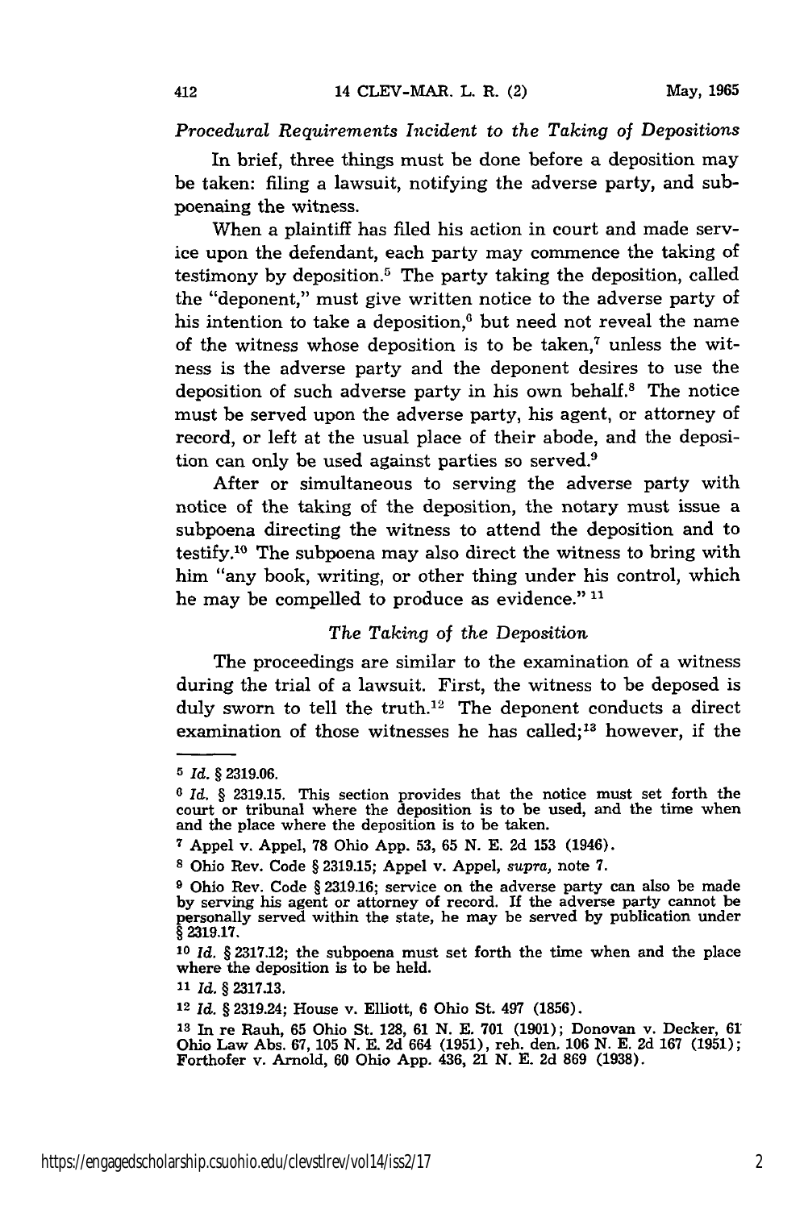*Procedural Requirements Incident to the Taking of Depositions*

In brief, three things must be done before a deposition may be taken: filing a lawsuit, notifying the adverse party, and subpoenaing the witness.

When a plaintiff has filed his action in court and made service upon the defendant, each party may commence the taking of testimony by deposition.[5] The party taking the deposition, called the "deponent," must give written notice to the adverse party of his intention to take a deposition,[6] but need not reveal the name of the witness whose deposition is to be taken,[7] unless the witness is the adverse party and the deponent desires to use the deposition of such adverse party in his own behalf.[8] The notice must be served upon the adverse party, his agent, or attorney of record, or left at the usual place of their abode, and the deposition can only be used against parties so served.[9]

After or simultaneous to serving the adverse party with notice of the taking of the deposition, the notary must issue a subpoena directing the witness to attend the deposition and to testify.[10] The subpoena may also direct the witness to bring with him "any book, writing, or other thing under his control, which he may be compelled to produce as evidence." [11]

*The Taking of the Deposition*

The proceedings are similar to the examination of a witness during the trial of a lawsuit. First, the witness to be deposed is duly sworn to tell the truth.[12] The deponent conducts a direct examination of those witnesses he has called;[13] however, if the

---

[5] *Id.* § 2319.06.

[6] *Id.* § 2319.15. This section provides that the notice must set forth the court or tribunal where the deposition is to be used, and the time when and the place where the deposition is to be taken.

[7] Appel v. Appel, 78 Ohio App. 53, 65 N. E. 2d 153 (1946).

[8] Ohio Rev. Code § 2319.15; Appel v. Appel, *supra,* note 7.

[9] Ohio Rev. Code § 2319.16; service on the adverse party can also be made by serving his agent or attorney of record. If the adverse party cannot be personally served within the state, he may be served by publication under § 2319.17.

[10] *Id.* § 2317.12; the subpoena must set forth the time when and the place where the deposition is to be held.

[11] *Id.* § 2317.13.

[12] *Id.* § 2319.24; House v. Elliott, 6 Ohio St. 497 (1856).

[13] In re Rauh, 65 Ohio St. 128, 61 N. E. 701 (1901); Donovan v. Decker, 61 Ohio Law Abs. 67, 105 N. E. 2d 664 (1951), reh. den. 106 N. E. 2d 167 (1951); Forthofer v. Arnold, 60 Ohio App. 436, 21 N. E. 2d 869 (1938).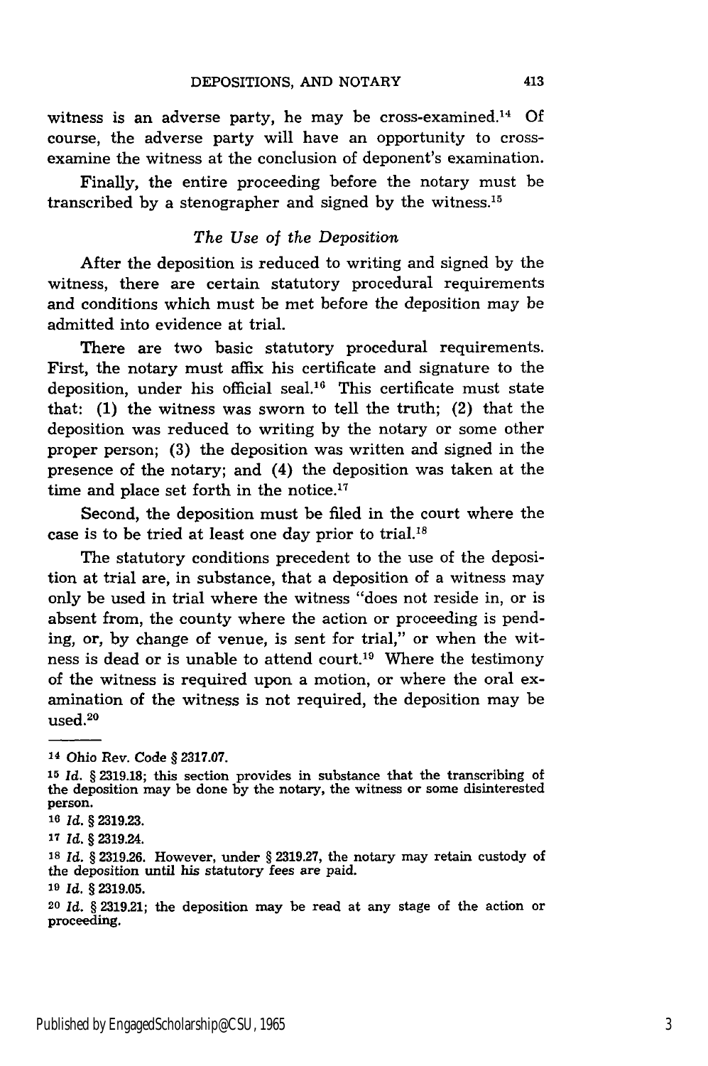witness is an adverse party, he may be cross-examined.[14] Of course, the adverse party will have an opportunity to cross-examine the witness at the conclusion of deponent's examination.

Finally, the entire proceeding before the notary must be transcribed by a stenographer and signed by the witness.[15]

### *The Use of the Deposition*

After the deposition is reduced to writing and signed by the witness, there are certain statutory procedural requirements and conditions which must be met before the deposition may be admitted into evidence at trial.

There are two basic statutory procedural requirements. First, the notary must affix his certificate and signature to the deposition, under his official seal.[16] This certificate must state that: (1) the witness was sworn to tell the truth; (2) that the deposition was reduced to writing by the notary or some other proper person; (3) the deposition was written and signed in the presence of the notary; and (4) the deposition was taken at the time and place set forth in the notice.[17]

Second, the deposition must be filed in the court where the case is to be tried at least one day prior to trial.[18]

The statutory conditions precedent to the use of the deposition at trial are, in substance, that a deposition of a witness may only be used in trial where the witness "does not reside in, or is absent from, the county where the action or proceeding is pending, or, by change of venue, is sent for trial," or when the witness is dead or is unable to attend court.[19] Where the testimony of the witness is required upon a motion, or where the oral examination of the witness is not required, the deposition may be used.[20]

---

[14] Ohio Rev. Code § 2317.07.

[15] *Id.* § 2319.18; this section provides in substance that the transcribing of the deposition may be done by the notary, the witness or some disinterested person.

[16] *Id.* § 2319.23.

[17] *Id.* § 2319.24.

[18] *Id.* § 2319.26. However, under § 2319.27, the notary may retain custody of the deposition until his statutory fees are paid.

[19] *Id.* § 2319.05.

[20] *Id.* § 2319.21; the deposition may be read at any stage of the action or proceeding.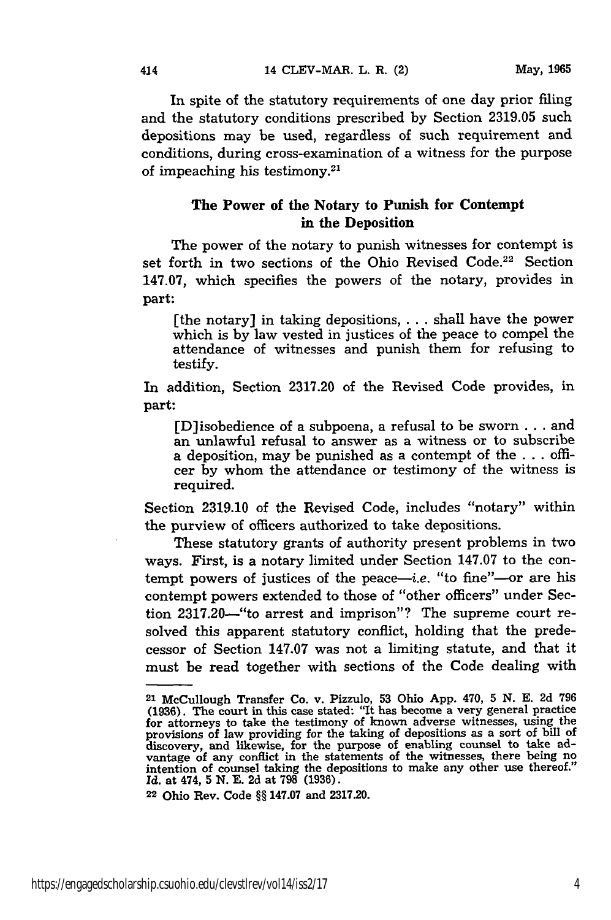In spite of the statutory requirements of one day prior filing and the statutory conditions prescribed by Section 2319.05 such depositions may be used, regardless of such requirement and conditions, during cross-examination of a witness for the purpose of impeaching his testimony.[21]

### The Power of the Notary to Punish for Contempt in the Deposition

The power of the notary to punish witnesses for contempt is set forth in two sections of the Ohio Revised Code.[22] Section 147.07, which specifies the powers of the notary, provides in part:

> [the notary] in taking depositions, . . . shall have the power which is by law vested in justices of the peace to compel the attendance of witnesses and punish them for refusing to testify.

In addition, Section 2317.20 of the Revised Code provides, in part:

> [D]isobedience of a subpoena, a refusal to be sworn . . . and an unlawful refusal to answer as a witness or to subscribe a deposition, may be punished as a contempt of the . . . officer by whom the attendance or testimony of the witness is required.

Section 2319.10 of the Revised Code, includes "notary" within the purview of officers authorized to take depositions.

These statutory grants of authority present problems in two ways. First, is a notary limited under Section 147.07 to the contempt powers of justices of the peace—*i.e.* "to fine"—or are his contempt powers extended to those of "other officers" under Section 2317.20—"to arrest and imprison"? The supreme court resolved this apparent statutory conflict, holding that the predecessor of Section 147.07 was not a limiting statute, and that it must be read together with sections of the Code dealing with

---

[21] McCullough Transfer Co. v. Pizzulo, 53 Ohio App. 470, 5 N. E. 2d 796 (1936). The court in this case stated: "It has become a very general practice for attorneys to take the testimony of known adverse witnesses, using the provisions of law providing for the taking of depositions as a sort of bill of discovery, and likewise, for the purpose of enabling counsel to take advantage of any conflict in the statements of the witnesses, there being no intention of counsel taking the depositions to make any other use thereof." *Id.* at 474, 5 N. E. 2d at 798 (1936).

[22] Ohio Rev. Code §§ 147.07 and 2317.20.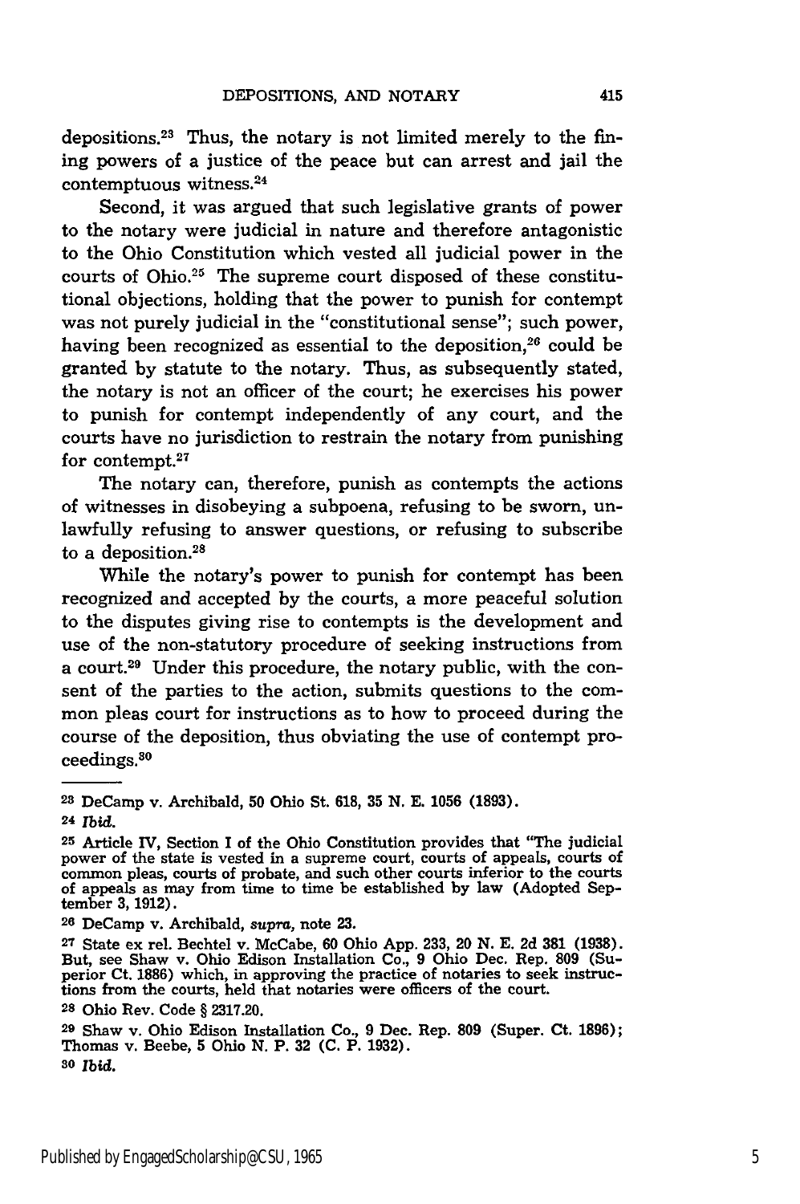depositions.[23] Thus, the notary is not limited merely to the fining powers of a justice of the peace but can arrest and jail the contemptuous witness.[24]

Second, it was argued that such legislative grants of power to the notary were judicial in nature and therefore antagonistic to the Ohio Constitution which vested all judicial power in the courts of Ohio.[25] The supreme court disposed of these constitutional objections, holding that the power to punish for contempt was not purely judicial in the "constitutional sense"; such power, having been recognized as essential to the deposition,[26] could be granted by statute to the notary. Thus, as subsequently stated, the notary is not an officer of the court; he exercises his power to punish for contempt independently of any court, and the courts have no jurisdiction to restrain the notary from punishing for contempt.[27]

The notary can, therefore, punish as contempts the actions of witnesses in disobeying a subpoena, refusing to be sworn, unlawfully refusing to answer questions, or refusing to subscribe to a deposition.[28]

While the notary's power to punish for contempt has been recognized and accepted by the courts, a more peaceful solution to the disputes giving rise to contempts is the development and use of the non-statutory procedure of seeking instructions from a court.[29] Under this procedure, the notary public, with the consent of the parties to the action, submits questions to the common pleas court for instructions as to how to proceed during the course of the deposition, thus obviating the use of contempt proceedings.[30]

---

[23] DeCamp v. Archibald, 50 Ohio St. 618, 35 N. E. 1056 (1893).

[24] *Ibid.*

[25] Article IV, Section I of the Ohio Constitution provides that "The judicial power of the state is vested in a supreme court, courts of appeals, courts of common pleas, courts of probate, and such other courts inferior to the courts of appeals as may from time to time be established by law (Adopted September 3, 1912).

[26] DeCamp v. Archibald, *supra*, note 23.

[27] State ex rel. Bechtel v. McCabe, 60 Ohio App. 233, 20 N. E. 2d 381 (1938). But, see Shaw v. Ohio Edison Installation Co., 9 Ohio Dec. Rep. 809 (Superior Ct. 1886) which, in approving the practice of notaries to seek instructions from the courts, held that notaries were officers of the court.

[28] Ohio Rev. Code § 2317.20.

[29] Shaw v. Ohio Edison Installation Co., 9 Dec. Rep. 809 (Super. Ct. 1896); Thomas v. Beebe, 5 Ohio N. P. 32 (C. P. 1932).

[30] *Ibid.*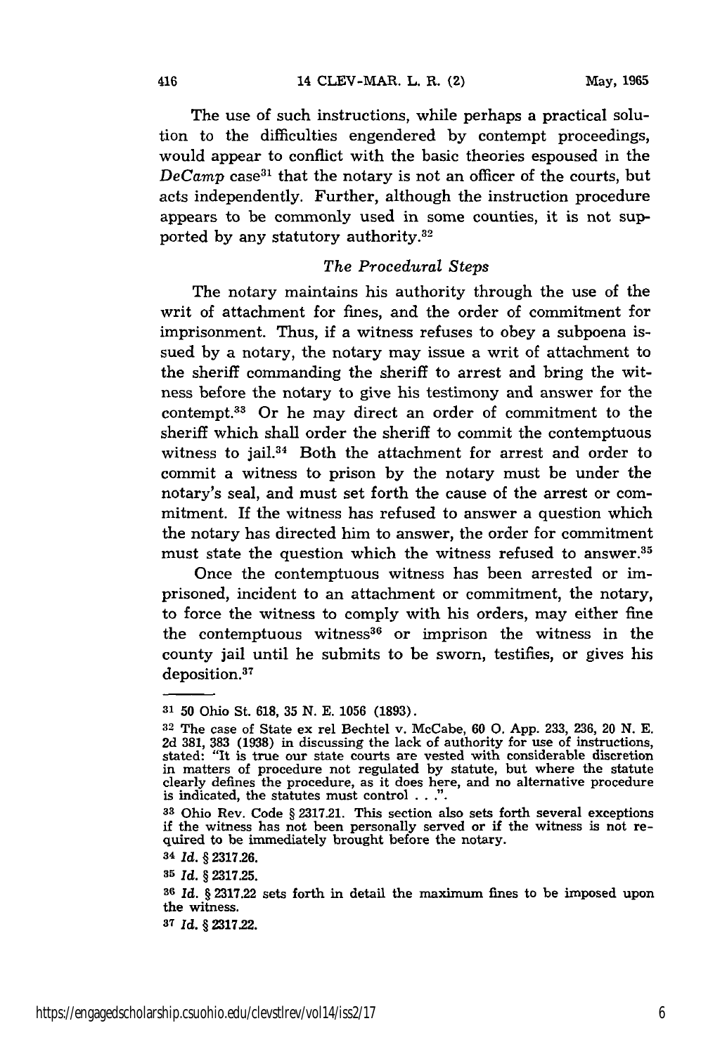The use of such instructions, while perhaps a practical solution to the difficulties engendered by contempt proceedings, would appear to conflict with the basic theories espoused in the *DeCamp* case[31] that the notary is not an officer of the courts, but acts independently. Further, although the instruction procedure appears to be commonly used in some counties, it is not supported by any statutory authority.[32]

### *The Procedural Steps*

The notary maintains his authority through the use of the writ of attachment for fines, and the order of commitment for imprisonment. Thus, if a witness refuses to obey a subpoena issued by a notary, the notary may issue a writ of attachment to the sheriff commanding the sheriff to arrest and bring the witness before the notary to give his testimony and answer for the contempt.[33] Or he may direct an order of commitment to the sheriff which shall order the sheriff to commit the contemptuous witness to jail.[34] Both the attachment for arrest and order to commit a witness to prison by the notary must be under the notary's seal, and must set forth the cause of the arrest or commitment. If the witness has refused to answer a question which the notary has directed him to answer, the order for commitment must state the question which the witness refused to answer.[35]

Once the contemptuous witness has been arrested or imprisoned, incident to an attachment or commitment, the notary, to force the witness to comply with his orders, may either fine the contemptuous witness[36] or imprison the witness in the county jail until he submits to be sworn, testifies, or gives his deposition.[37]

---

[31] 50 Ohio St. 618, 35 N. E. 1056 (1893).

[32] The case of State ex rel Bechtel v. McCabe, 60 O. App. 233, 236, 20 N. E. 2d 381, 383 (1938) in discussing the lack of authority for use of instructions, stated: "It is true our state courts are vested with considerable discretion in matters of procedure not regulated by statute, but where the statute clearly defines the procedure, as it does here, and no alternative procedure is indicated, the statutes must control . . .".

[33] Ohio Rev. Code § 2317.21. This section also sets forth several exceptions if the witness has not been personally served or if the witness is not required to be immediately brought before the notary.

[34] *Id.* § 2317.26.

[35] *Id.* § 2317.25.

[36] *Id.* § 2317.22 sets forth in detail the maximum fines to be imposed upon the witness.

[37] *Id.* § 2317.22.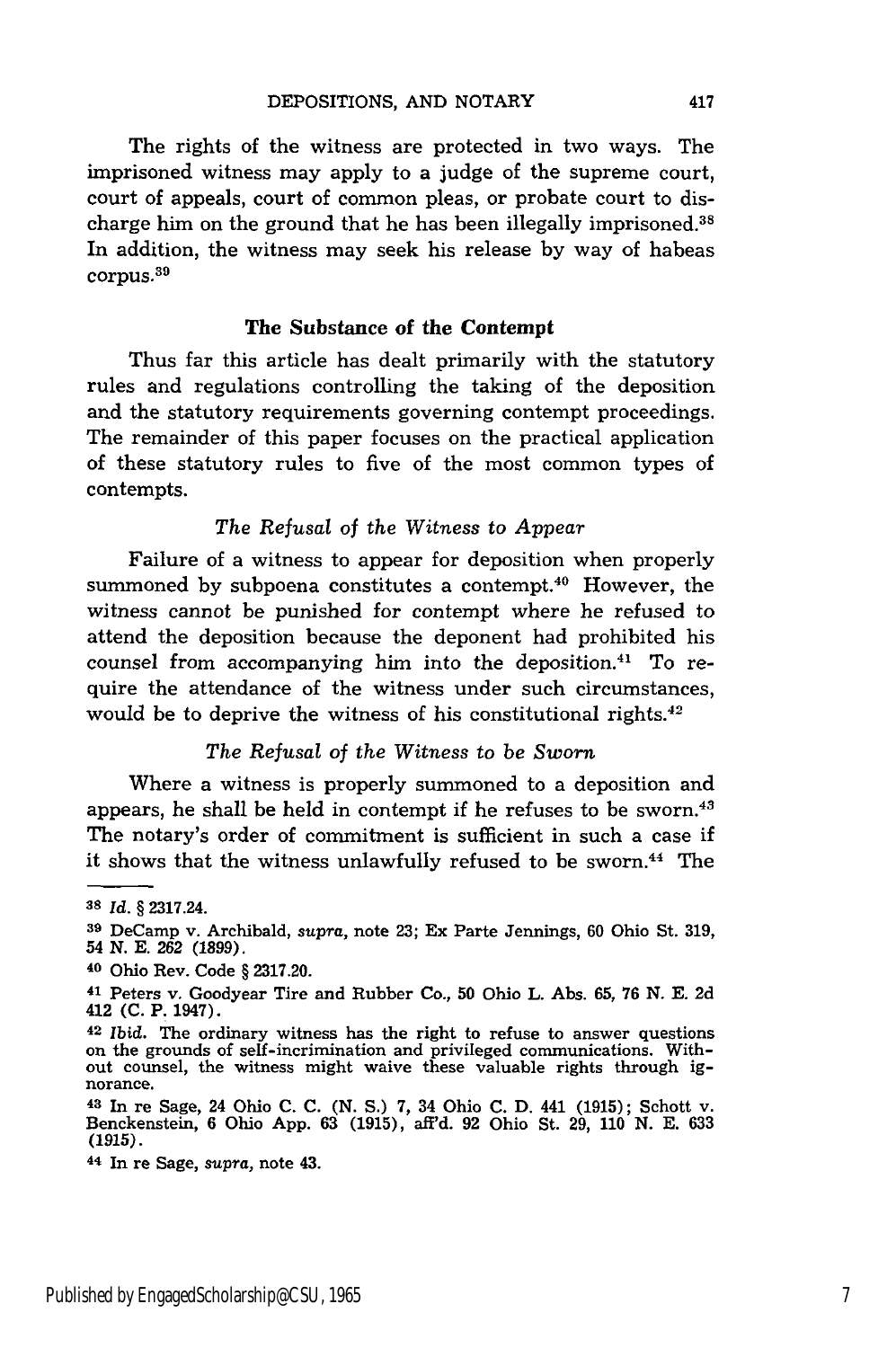The rights of the witness are protected in two ways. The imprisoned witness may apply to a judge of the supreme court, court of appeals, court of common pleas, or probate court to discharge him on the ground that he has been illegally imprisoned.[38] In addition, the witness may seek his release by way of habeas corpus.[39]

### The Substance of the Contempt

Thus far this article has dealt primarily with the statutory rules and regulations controlling the taking of the deposition and the statutory requirements governing contempt proceedings. The remainder of this paper focuses on the practical application of these statutory rules to five of the most common types of contempts.

#### *The Refusal of the Witness to Appear*

Failure of a witness to appear for deposition when properly summoned by subpoena constitutes a contempt.[40] However, the witness cannot be punished for contempt where he refused to attend the deposition because the deponent had prohibited his counsel from accompanying him into the deposition.[41] To require the attendance of the witness under such circumstances, would be to deprive the witness of his constitutional rights.[42]

#### *The Refusal of the Witness to be Sworn*

Where a witness is properly summoned to a deposition and appears, he shall be held in contempt if he refuses to be sworn.[43] The notary's order of commitment is sufficient in such a case if it shows that the witness unlawfully refused to be sworn.[44] The

---

[38] *Id.* § 2317.24.

[39] DeCamp v. Archibald, *supra*, note 23; Ex Parte Jennings, 60 Ohio St. 319, 54 N. E. 262 (1899).

[40] Ohio Rev. Code § 2317.20.

[41] Peters v. Goodyear Tire and Rubber Co., 50 Ohio L. Abs. 65, 76 N. E. 2d 412 (C. P. 1947).

[42] *Ibid.* The ordinary witness has the right to refuse to answer questions on the grounds of self-incrimination and privileged communications. Without counsel, the witness might waive these valuable rights through ignorance.

[43] In re Sage, 24 Ohio C. C. (N. S.) 7, 34 Ohio C. D. 441 (1915); Schott v. Benckenstein, 6 Ohio App. 63 (1915), aff'd. 92 Ohio St. 29, 110 N. E. 633 (1915).

[44] In re Sage, *supra*, note 43.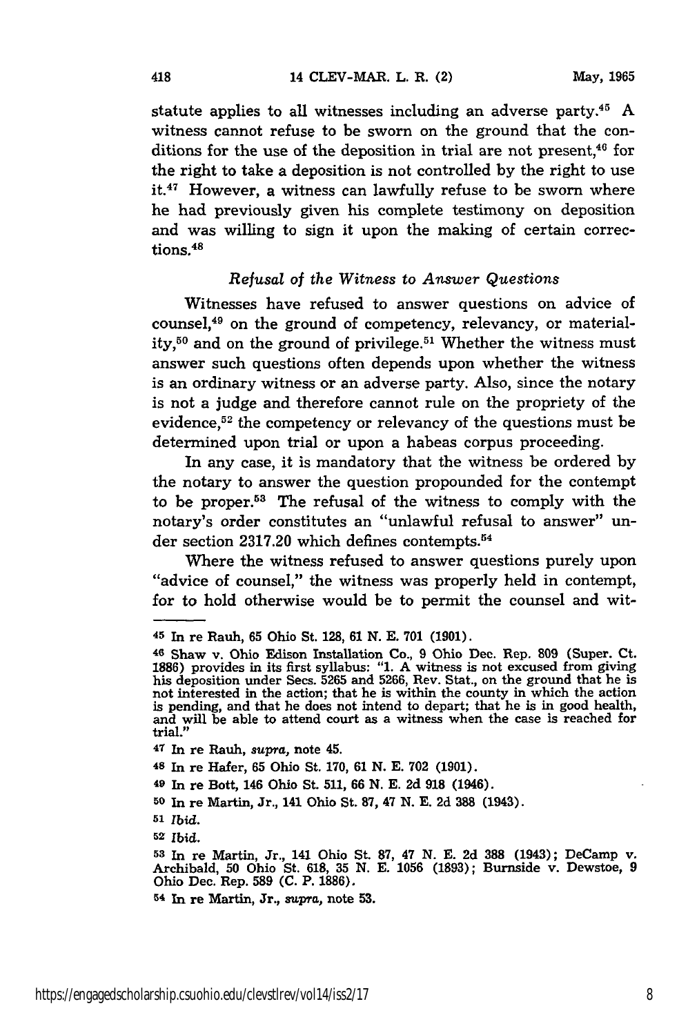statute applies to all witnesses including an adverse party.[45] A witness cannot refuse to be sworn on the ground that the conditions for the use of the deposition in trial are not present,[46] for the right to take a deposition is not controlled by the right to use it.[47] However, a witness can lawfully refuse to be sworn where he had previously given his complete testimony on deposition and was willing to sign it upon the making of certain corrections.[48]

### *Refusal of the Witness to Answer Questions*

Witnesses have refused to answer questions on advice of counsel,[49] on the ground of competency, relevancy, or materiality,[50] and on the ground of privilege.[51] Whether the witness must answer such questions often depends upon whether the witness is an ordinary witness or an adverse party. Also, since the notary is not a judge and therefore cannot rule on the propriety of the evidence,[52] the competency or relevancy of the questions must be determined upon trial or upon a habeas corpus proceeding.

In any case, it is mandatory that the witness be ordered by the notary to answer the question propounded for the contempt to be proper.[53] The refusal of the witness to comply with the notary's order constitutes an "unlawful refusal to answer" under section 2317.20 which defines contempts.[54]

Where the witness refused to answer questions purely upon "advice of counsel," the witness was properly held in contempt, for to hold otherwise would be to permit the counsel and wit-

---

[45] In re Rauh, 65 Ohio St. 128, 61 N. E. 701 (1901).

[46] Shaw v. Ohio Edison Installation Co., 9 Ohio Dec. Rep. 809 (Super. Ct. 1886) provides in its first syllabus: "1. A witness is not excused from giving his deposition under Secs. 5265 and 5266, Rev. Stat., on the ground that he is not interested in the action; that he is within the county in which the action is pending, and that he does not intend to depart; that he is in good health, and will be able to attend court as a witness when the case is reached for trial."

[47] In re Rauh, *supra*, note 45.

[48] In re Hafer, 65 Ohio St. 170, 61 N. E. 702 (1901).

[49] In re Bott, 146 Ohio St. 511, 66 N. E. 2d 918 (1946).

[50] In re Martin, Jr., 141 Ohio St. 87, 47 N. E. 2d 388 (1943).

[51] *Ibid.*

[52] *Ibid.*

[53] In re Martin, Jr., 141 Ohio St. 87, 47 N. E. 2d 388 (1943); DeCamp v. Archibald, 50 Ohio St. 618, 35 N. E. 1056 (1893); Burnside v. Dewstoe, 9 Ohio Dec. Rep. 589 (C. P. 1886).

[54] In re Martin, Jr., *supra*, note 53.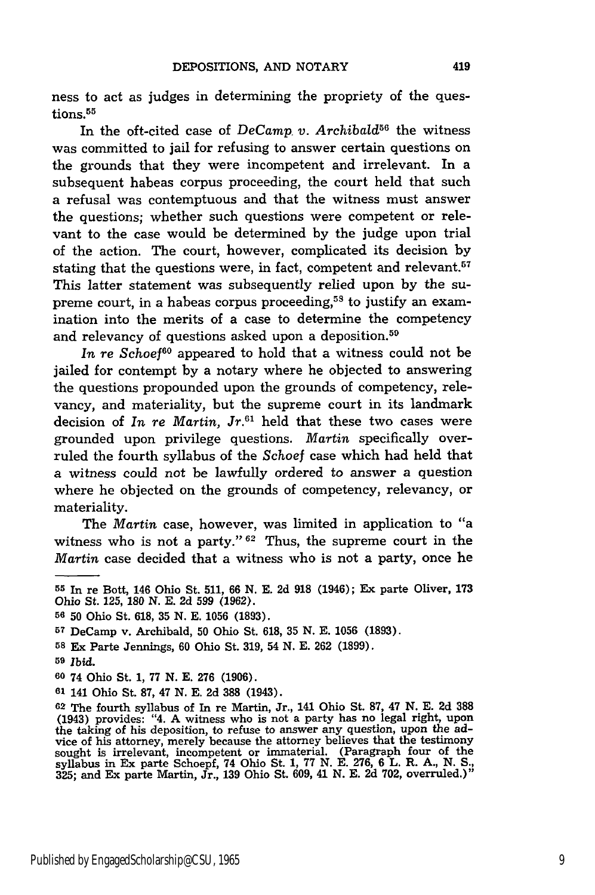ness to act as judges in determining the propriety of the questions.[55]

In the oft-cited case of *DeCamp v. Archibald*[56] the witness was committed to jail for refusing to answer certain questions on the grounds that they were incompetent and irrelevant. In a subsequent habeas corpus proceeding, the court held that such a refusal was contemptuous and that the witness must answer the questions; whether such questions were competent or relevant to the case would be determined by the judge upon trial of the action. The court, however, complicated its decision by stating that the questions were, in fact, competent and relevant.[57] This latter statement was subsequently relied upon by the supreme court, in a habeas corpus proceeding,[58] to justify an examination into the merits of a case to determine the competency and relevancy of questions asked upon a deposition.[59]

*In re Schoef*[60] appeared to hold that a witness could not be jailed for contempt by a notary where he objected to answering the questions propounded upon the grounds of competency, relevancy, and materiality, but the supreme court in its landmark decision of *In re Martin, Jr.*[61] held that these two cases were grounded upon privilege questions. *Martin* specifically overruled the fourth syllabus of the *Schoef* case which had held that a witness could not be lawfully ordered to answer a question where he objected on the grounds of competency, relevancy, or materiality.

The *Martin* case, however, was limited in application to "a witness who is not a party." [62] Thus, the supreme court in the *Martin* case decided that a witness who is not a party, once he

---

[55] In re Bott, 146 Ohio St. 511, 66 N. E. 2d 918 (1946); Ex parte Oliver, 173 Ohio St. 125, 180 N. E. 2d 599 (1962).

[56] 50 Ohio St. 618, 35 N. E. 1056 (1893).

[57] DeCamp v. Archibald, 50 Ohio St. 618, 35 N. E. 1056 (1893).

[58] Ex Parte Jennings, 60 Ohio St. 319, 54 N. E. 262 (1899).

[59] *Ibid.*

[60] 74 Ohio St. 1, 77 N. E. 276 (1906).

[61] 141 Ohio St. 87, 47 N. E. 2d 388 (1943).

[62] The fourth syllabus of In re Martin, Jr., 141 Ohio St. 87, 47 N. E. 2d 388 (1943) provides: "4. A witness who is not a party has no legal right, upon the taking of his deposition, to refuse to answer any question, upon the advice of his attorney, merely because the attorney believes that the testimony sought is irrelevant, incompetent or immaterial. (Paragraph four of the syllabus in Ex parte Schoepf, 74 Ohio St. 1, 77 N. E. 276, 6 L. R. A., N. S., 325; and Ex parte Martin, Jr., 139 Ohio St. 609, 41 N. E. 2d 702, overruled.)"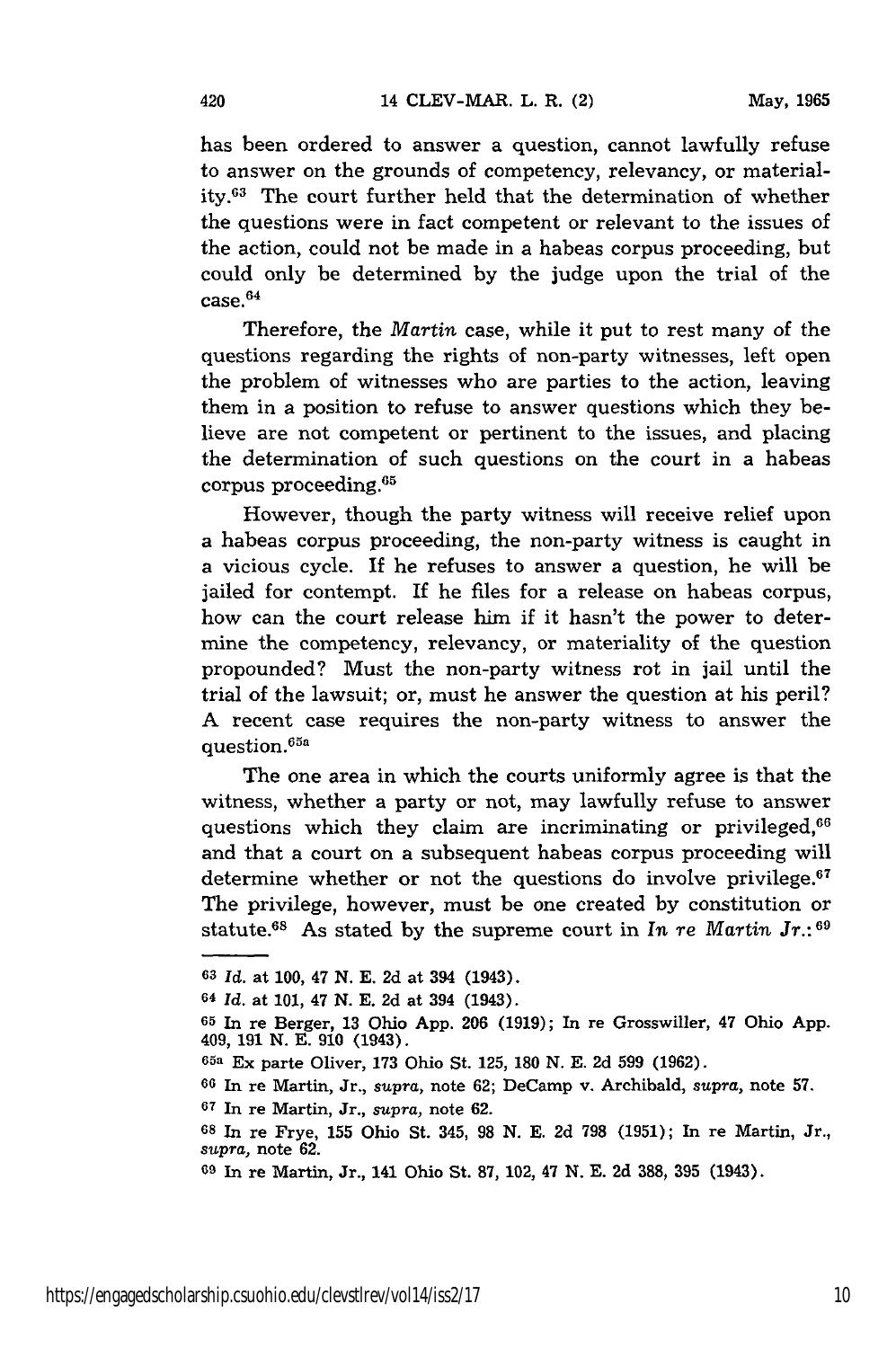has been ordered to answer a question, cannot lawfully refuse to answer on the grounds of competency, relevancy, or materiality.[63] The court further held that the determination of whether the questions were in fact competent or relevant to the issues of the action, could not be made in a habeas corpus proceeding, but could only be determined by the judge upon the trial of the case.[64]

Therefore, the *Martin* case, while it put to rest many of the questions regarding the rights of non-party witnesses, left open the problem of witnesses who are parties to the action, leaving them in a position to refuse to answer questions which they believe are not competent or pertinent to the issues, and placing the determination of such questions on the court in a habeas corpus proceeding.[65]

However, though the party witness will receive relief upon a habeas corpus proceeding, the non-party witness is caught in a vicious cycle. If he refuses to answer a question, he will be jailed for contempt. If he files for a release on habeas corpus, how can the court release him if it hasn't the power to determine the competency, relevancy, or materiality of the question propounded? Must the non-party witness rot in jail until the trial of the lawsuit; or, must he answer the question at his peril? A recent case requires the non-party witness to answer the question.[65a]

The one area in which the courts uniformly agree is that the witness, whether a party or not, may lawfully refuse to answer questions which they claim are incriminating or privileged,[66] and that a court on a subsequent habeas corpus proceeding will determine whether or not the questions do involve privilege.[67] The privilege, however, must be one created by constitution or statute.[68] As stated by the supreme court in *In re Martin Jr.*:[69]

---

[63] *Id.* at 100, 47 N. E. 2d at 394 (1943).

[64] *Id.* at 101, 47 N. E. 2d at 394 (1943).

[65] In re Berger, 13 Ohio App. 206 (1919); In re Grosswiller, 47 Ohio App. 409, 191 N. E. 910 (1943).

[65a] Ex parte Oliver, 173 Ohio St. 125, 180 N. E. 2d 599 (1962).

[66] In re Martin, Jr., *supra*, note 62; DeCamp v. Archibald, *supra*, note 57.

[67] In re Martin, Jr., *supra*, note 62.

[68] In re Frye, 155 Ohio St. 345, 98 N. E. 2d 798 (1951); In re Martin, Jr., *supra*, note 62.

[69] In re Martin, Jr., 141 Ohio St. 87, 102, 47 N. E. 2d 388, 395 (1943).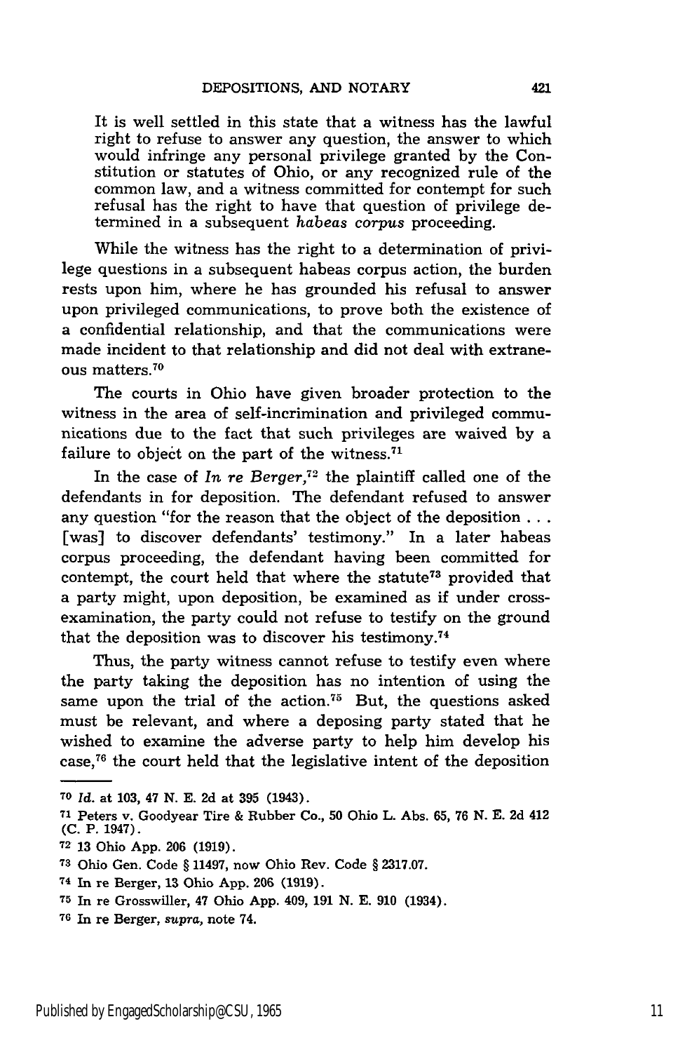It is well settled in this state that a witness has the lawful right to refuse to answer any question, the answer to which would infringe any personal privilege granted by the Constitution or statutes of Ohio, or any recognized rule of the common law, and a witness committed for contempt for such refusal has the right to have that question of privilege determined in a subsequent *habeas corpus* proceeding.

While the witness has the right to a determination of privilege questions in a subsequent habeas corpus action, the burden rests upon him, where he has grounded his refusal to answer upon privileged communications, to prove both the existence of a confidential relationship, and that the communications were made incident to that relationship and did not deal with extraneous matters.[70]

The courts in Ohio have given broader protection to the witness in the area of self-incrimination and privileged communications due to the fact that such privileges are waived by a failure to object on the part of the witness.[71]

In the case of *In re Berger*,[72] the plaintiff called one of the defendants in for deposition. The defendant refused to answer any question "for the reason that the object of the deposition . . . [was] to discover defendants' testimony." In a later habeas corpus proceeding, the defendant having been committed for contempt, the court held that where the statute[73] provided that a party might, upon deposition, be examined as if under cross-examination, the party could not refuse to testify on the ground that the deposition was to discover his testimony.[74]

Thus, the party witness cannot refuse to testify even where the party taking the deposition has no intention of using the same upon the trial of the action.[75] But, the questions asked must be relevant, and where a deposing party stated that he wished to examine the adverse party to help him develop his case,[76] the court held that the legislative intent of the deposition

---

[70] *Id.* at 103, 47 N. E. 2d at 395 (1943).

[71] Peters v. Goodyear Tire & Rubber Co., 50 Ohio L. Abs. 65, 76 N. E. 2d 412 (C. P. 1947).

[72] 13 Ohio App. 206 (1919).

[73] Ohio Gen. Code § 11497, now Ohio Rev. Code § 2317.07.

[74] In re Berger, 13 Ohio App. 206 (1919).

[75] In re Grosswiller, 47 Ohio App. 409, 191 N. E. 910 (1934).

[76] In re Berger, *supra*, note 74.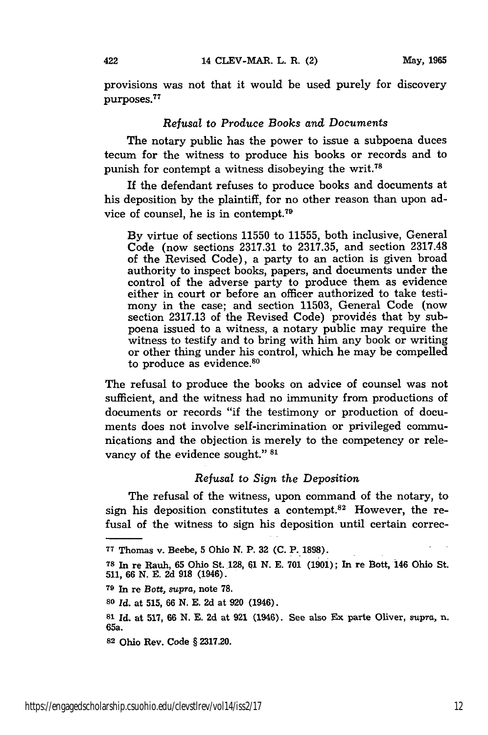provisions was not that it would be used purely for discovery purposes.[77]

### *Refusal to Produce Books and Documents*

The notary public has the power to issue a subpoena duces tecum for the witness to produce his books or records and to punish for contempt a witness disobeying the writ.[78]

If the defendant refuses to produce books and documents at his deposition by the plaintiff, for no other reason than upon advice of counsel, he is in contempt.[79]

> By virtue of sections 11550 to 11555, both inclusive, General Code (now sections 2317.31 to 2317.35, and section 2317.48 of the Revised Code), a party to an action is given broad authority to inspect books, papers, and documents under the control of the adverse party to produce them as evidence either in court or before an officer authorized to take testimony in the case; and section 11503, General Code (now section 2317.13 of the Revised Code) provides that by subpoena issued to a witness, a notary public may require the witness to testify and to bring with him any book or writing or other thing under his control, which he may be compelled to produce as evidence.[80]

The refusal to produce the books on advice of counsel was not sufficient, and the witness had no immunity from productions of documents or records "if the testimony or production of documents does not involve self-incrimination or privileged communications and the objection is merely to the competency or relevancy of the evidence sought." [81]

### *Refusal to Sign the Deposition*

The refusal of the witness, upon command of the notary, to sign his deposition constitutes a contempt.[82] However, the refusal of the witness to sign his deposition until certain correc-

---

[77] Thomas v. Beebe, 5 Ohio N. P. 32 (C. P. 1898).

[78] In re Rauh, 65 Ohio St. 128, 61 N. E. 701 (1901); In re Bott, 146 Ohio St. 511, 66 N. E. 2d 918 (1946).

[79] In re *Bott, supra,* note 78.

[80] *Id.* at 515, 66 N. E. 2d at 920 (1946).

[81] *Id.* at 517, 66 N. E. 2d at 921 (1946). See also Ex parte Oliver, *supra,* n. 65a.

[82] Ohio Rev. Code § 2317.20.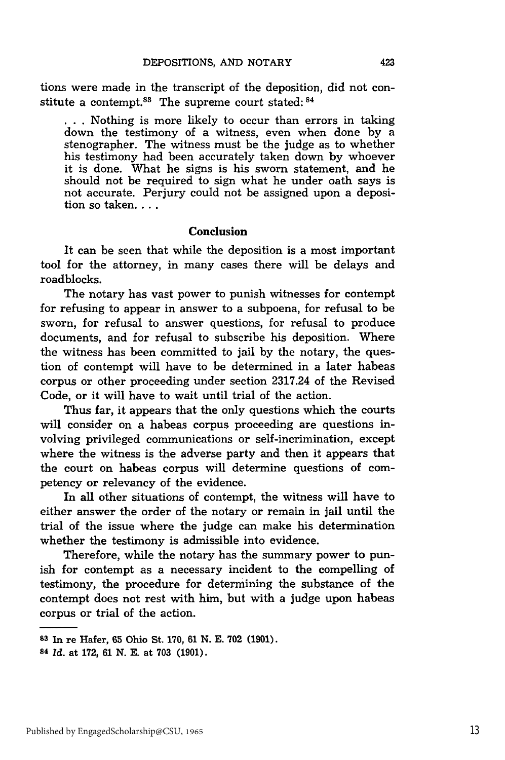tions were made in the transcript of the deposition, did not constitute a contempt.[83] The supreme court stated:[84]

> . . . Nothing is more likely to occur than errors in taking down the testimony of a witness, even when done by a stenographer. The witness must be the judge as to whether his testimony had been accurately taken down by whoever it is done. What he signs is his sworn statement, and he should not be required to sign what he under oath says is not accurate. Perjury could not be assigned upon a deposition so taken. . . .

## Conclusion

It can be seen that while the deposition is a most important tool for the attorney, in many cases there will be delays and roadblocks.

The notary has vast power to punish witnesses for contempt for refusing to appear in answer to a subpoena, for refusal to be sworn, for refusal to answer questions, for refusal to produce documents, and for refusal to subscribe his deposition. Where the witness has been committed to jail by the notary, the question of contempt will have to be determined in a later habeas corpus or other proceeding under section 2317.24 of the Revised Code, or it will have to wait until trial of the action.

Thus far, it appears that the only questions which the courts will consider on a habeas corpus proceeding are questions involving privileged communications or self-incrimination, except where the witness is the adverse party and then it appears that the court on habeas corpus will determine questions of competency or relevancy of the evidence.

In all other situations of contempt, the witness will have to either answer the order of the notary or remain in jail until the trial of the issue where the judge can make his determination whether the testimony is admissible into evidence.

Therefore, while the notary has the summary power to punish for contempt as a necessary incident to the compelling of testimony, the procedure for determining the substance of the contempt does not rest with him, but with a judge upon habeas corpus or trial of the action.

---

[83] In re Hafer, 65 Ohio St. 170, 61 N. E. 702 (1901).

[84] *Id.* at 172, 61 N. E. at 703 (1901).